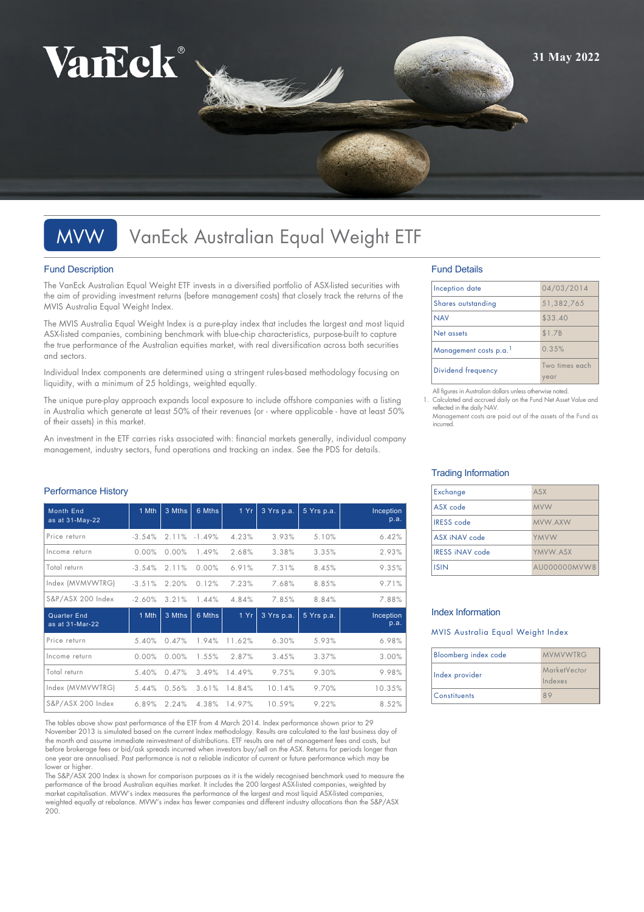VanEck®

31 May 2022

# MVW VanEck Australian Equal Weight ETF

## Fund Description

The VanEck Australian Equal Weight ETF invests in a diversified portfolio of ASX-listed securities with the aim of providing investment returns (before management costs) that closely track the returns of the MVIS Australia Equal Weight Index.

The MVIS Australia Equal Weight Index is a pure-play index that includes the largest and most liquid ASX-listed companies, combining benchmark with blue-chip characteristics, purpose-built to capture the true performance of the Australian equities market, with real diversification across both securities and sectors.

Individual Index components are determined using a stringent rules-based methodology focusing on liquidity, with a minimum of 25 holdings, weighted equally.

The unique pure-play approach expands local exposure to include offshore companies with a listing in Australia which generate at least 50% of their revenues (or - where applicable - have at least 50% of their assets) in this market.

An investment in the ETF carries risks associated with: financial markets generally, individual company management, industry sectors, fund operations and tracking an index. See the PDS for details.

## Fund Details

| | |
|---|---|
| Inception date | 04/03/2014 |
| Shares outstanding | 51,382,765 |
| NAV | $33.40 |
| Net assets | $1.7B |
| Management costs p.a.[1] | 0.35% |
| Dividend frequency | Two times each year |

All figures in Australian dollars unless otherwise noted.

1. Calculated and accrued daily on the Fund Net Asset Value and reflected in the daily NAV. Management costs are paid out of the assets of the Fund as incurred.

## Trading Information

| | |
|---|---|
| Exchange | ASX |
| ASX code | MVW |
| IRESS code | MVW.AXW |
| ASX iNAV code | YMVW |
| IRESS iNAV code | YMVW.ASX |
| ISIN | AU000000MVW8 |

## Performance History

| Month End as at 31-May-22 | 1 Mth | 3 Mths | 6 Mths | 1 Yr | 3 Yrs p.a. | 5 Yrs p.a. | Inception p.a. |
|---|---|---|---|---|---|---|---|
| Price return | -3.54% | 2.11% | -1.49% | 4.23% | 3.93% | 5.10% | 6.42% |
| Income return | 0.00% | 0.00% | 1.49% | 2.68% | 3.38% | 3.35% | 2.93% |
| Total return | -3.54% | 2.11% | 0.00% | 6.91% | 7.31% | 8.45% | 9.35% |
| Index (MVMVWTRG) | -3.51% | 2.20% | 0.12% | 7.23% | 7.68% | 8.85% | 9.71% |
| S&P/ASX 200 Index | -2.60% | 3.21% | 1.44% | 4.84% | 7.85% | 8.84% | 7.88% |
| **Quarter End as at 31-Mar-22** | **1 Mth** | **3 Mths** | **6 Mths** | **1 Yr** | **3 Yrs p.a.** | **5 Yrs p.a.** | **Inception p.a.** |
| Price return | 5.40% | 0.47% | 1.94% | 11.62% | 6.30% | 5.93% | 6.98% |
| Income return | 0.00% | 0.00% | 1.55% | 2.87% | 3.45% | 3.37% | 3.00% |
| Total return | 5.40% | 0.47% | 3.49% | 14.49% | 9.75% | 9.30% | 9.98% |
| Index (MVMVWTRG) | 5.44% | 0.56% | 3.61% | 14.84% | 10.14% | 9.70% | 10.35% |
| S&P/ASX 200 Index | 6.89% | 2.24% | 4.38% | 14.97% | 10.59% | 9.22% | 8.52% |

The tables above show past performance of the ETF from 4 March 2014. Index performance shown prior to 29 November 2013 is simulated based on the current Index methodology. Results are calculated to the last business day of the month and assume immediate reinvestment of distributions. ETF results are net of management fees and costs, but before brokerage fees or bid/ask spreads incurred when investors buy/sell on the ASX. Returns for periods longer than one year are annualised. Past performance is not a reliable indicator of current or future performance which may be lower or higher.

The S&P/ASX 200 Index is shown for comparison purposes as it is the widely recognised benchmark used to measure the performance of the broad Australian equities market. It includes the 200 largest ASX-listed companies, weighted by market capitalisation. MVW's index measures the performance of the largest and most liquid ASX-listed companies, weighted equally at rebalance. MVW's index has fewer companies and different industry allocations than the S&P/ASX 200.

## Index Information

### MVIS Australia Equal Weight Index

| | |
|---|---|
| Bloomberg index code | MVMVWTRG |
| Index provider | MarketVector Indexes |
| Constituents | 89 |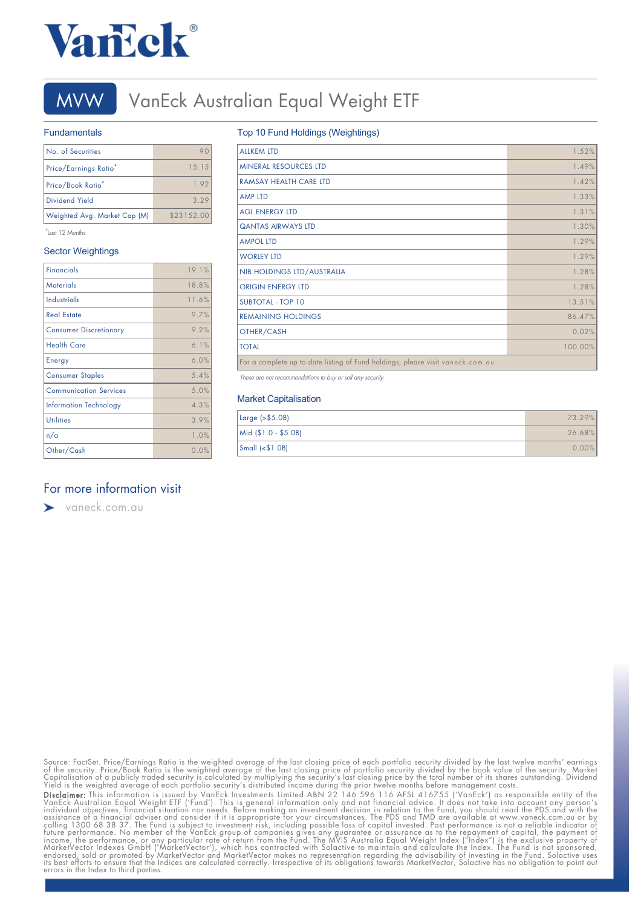# MVW VanEck Australian Equal Weight ETF

## Fundamentals

| | |
|---|---|
| No. of Securities | 90 |
| Price/Earnings Ratio* | 15.15 |
| Price/Book Ratio* | 1.92 |
| Dividend Yield | 3.29 |
| Weighted Avg. Market Cap (M) | $23152.00 |

*Last 12 Months

## Sector Weightings

| | |
|---|---|
| Financials | 19.1% |
| Materials | 18.8% |
| Industrials | 11.6% |
| Real Estate | 9.7% |
| Consumer Discretionary | 9.2% |
| Health Care | 6.1% |
| Energy | 6.0% |
| Consumer Staples | 5.4% |
| Communication Services | 5.0% |
| Information Technology | 4.3% |
| Utilities | 3.9% |
| n/a | 1.0% |
| Other/Cash | 0.0% |

## Top 10 Fund Holdings (Weightings)

| | |
|---|---|
| ALLKEM LTD | 1.52% |
| MINERAL RESOURCES LTD | 1.49% |
| RAMSAY HEALTH CARE LTD | 1.42% |
| AMP LTD | 1.33% |
| AGL ENERGY LTD | 1.31% |
| QANTAS AIRWAYS LTD | 1.30% |
| AMPOL LTD | 1.29% |
| WORLEY LTD | 1.29% |
| NIB HOLDINGS LTD/AUSTRALIA | 1.28% |
| ORIGIN ENERGY LTD | 1.28% |
| SUBTOTAL - TOP 10 | 13.51% |
| REMAINING HOLDINGS | 86.47% |
| OTHER/CASH | 0.02% |
| TOTAL | 100.00% |
| For a complete up to date listing of Fund holdings, please visit vaneck.com.au. | |

*These are not recommendations to buy or sell any security.*

## Market Capitalisation

| | |
|---|---|
| Large (>$5.0B) | 73.29% |
| Mid ($1.0 - $5.0B) | 26.68% |
| Small (<$1.0B) | 0.00% |

## For more information visit

vaneck.com.au

Source: FactSet. Price/Earnings Ratio is the weighted average of the last closing price of each portfolio security divided by the last twelve months' earnings of the security. Price/Book Ratio is the weighted average of the last closing price of portfolio security divided by the book value of the security. Market Capitalisation of a publicly traded security is calculated by multiplying the security's last closing price by the total number of its shares outstanding. Dividend Yield is the weighted average of each portfolio security's distributed income during the prior twelve months before management costs.

**Disclaimer:** This information is issued by VanEck Investments Limited ABN 22 146 596 116 AFSL 416755 ('VanEck') as responsible entity of the VanEck Australian Equal Weight ETF ('Fund'). This is general information only and not financial advice. It does not take into account any person's individual objectives, financial situation nor needs. Before making an investment decision in relation to the Fund, you should read the PDS and with the assistance of a financial adviser and consider if it is appropriate for your circumstances. The PDS and TMD are available at www.vaneck.com.au or by calling 1300 68 38 37. The Fund is subject to investment risk, including possible loss of capital invested. Past performance is not a reliable indicator of future performance. No member of the VanEck group of companies gives any guarantee or assurance as to the repayment of capital, the payment of income, the performance, or any particular rate of return from the Fund. The MVIS Australia Equal Weight Index ("Index") is the exclusive property of MarketVector Indexes GmbH ('MarketVector'), which has contracted with Solactive to maintain and calculate the Index. The Fund is not sponsored, endorsed, sold or promoted by MarketVector and MarketVector makes no representation regarding the advisability of investing in the Fund. Solactive uses its best efforts to ensure that the Indices are calculated correctly. Irrespective of its obligations towards MarketVector, Solactive has no obligation to point out errors in the Index to third parties.